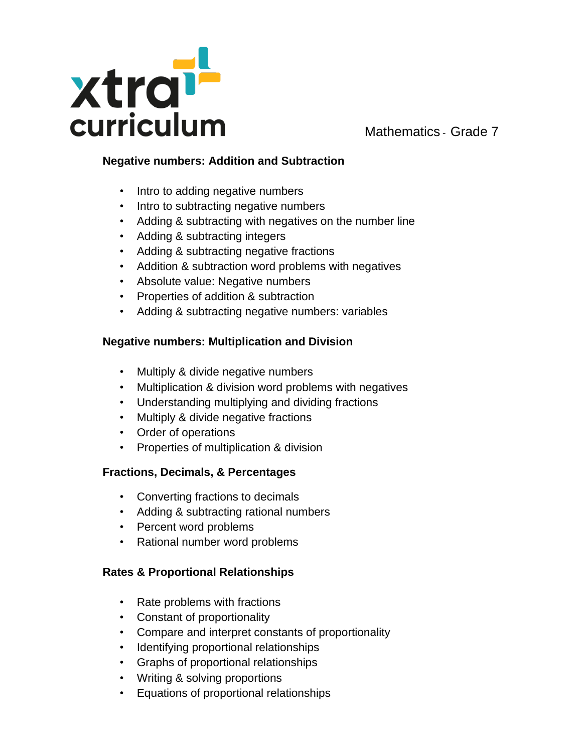# xtra curriculum

Mathematics - Grade 7

## Negative numbers: Addition and Subtraction

- Intro to adding negative numbers
- Intro to subtracting negative numbers
- Adding & subtracting with negatives on the number line
- Adding & subtracting integers
- Adding & subtracting negative fractions
- Addition & subtraction word problems with negatives
- Absolute value: Negative numbers
- Properties of addition & subtraction
- Adding & subtracting negative numbers: variables

## Negative numbers: Multiplication and Division

- Multiply & divide negative numbers
- Multiplication & division word problems with negatives
- Understanding multiplying and dividing fractions
- Multiply & divide negative fractions
- Order of operations
- Properties of multiplication & division

## Fractions, Decimals, & Percentages

- Converting fractions to decimals
- Adding & subtracting rational numbers
- Percent word problems
- Rational number word problems

## Rates & Proportional Relationships

- Rate problems with fractions
- Constant of proportionality
- Compare and interpret constants of proportionality
- Identifying proportional relationships
- Graphs of proportional relationships
- Writing & solving proportions
- Equations of proportional relationships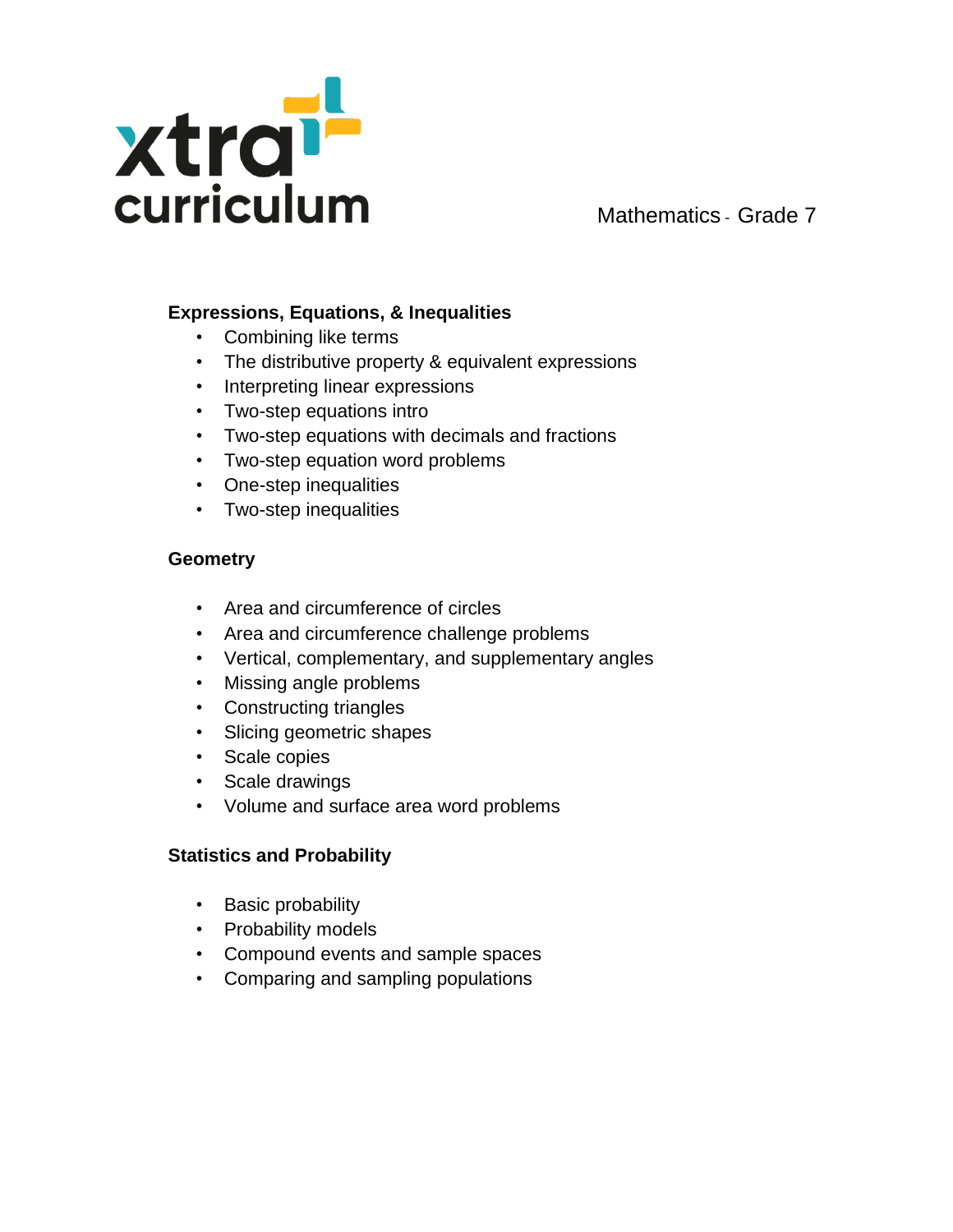xtra curriculum

Mathematics - Grade 7

**Expressions, Equations, & Inequalities**

- Combining like terms
- The distributive property & equivalent expressions
- Interpreting linear expressions
- Two-step equations intro
- Two-step equations with decimals and fractions
- Two-step equation word problems
- One-step inequalities
- Two-step inequalities

**Geometry**

- Area and circumference of circles
- Area and circumference challenge problems
- Vertical, complementary, and supplementary angles
- Missing angle problems
- Constructing triangles
- Slicing geometric shapes
- Scale copies
- Scale drawings
- Volume and surface area word problems

**Statistics and Probability**

- Basic probability
- Probability models
- Compound events and sample spaces
- Comparing and sampling populations